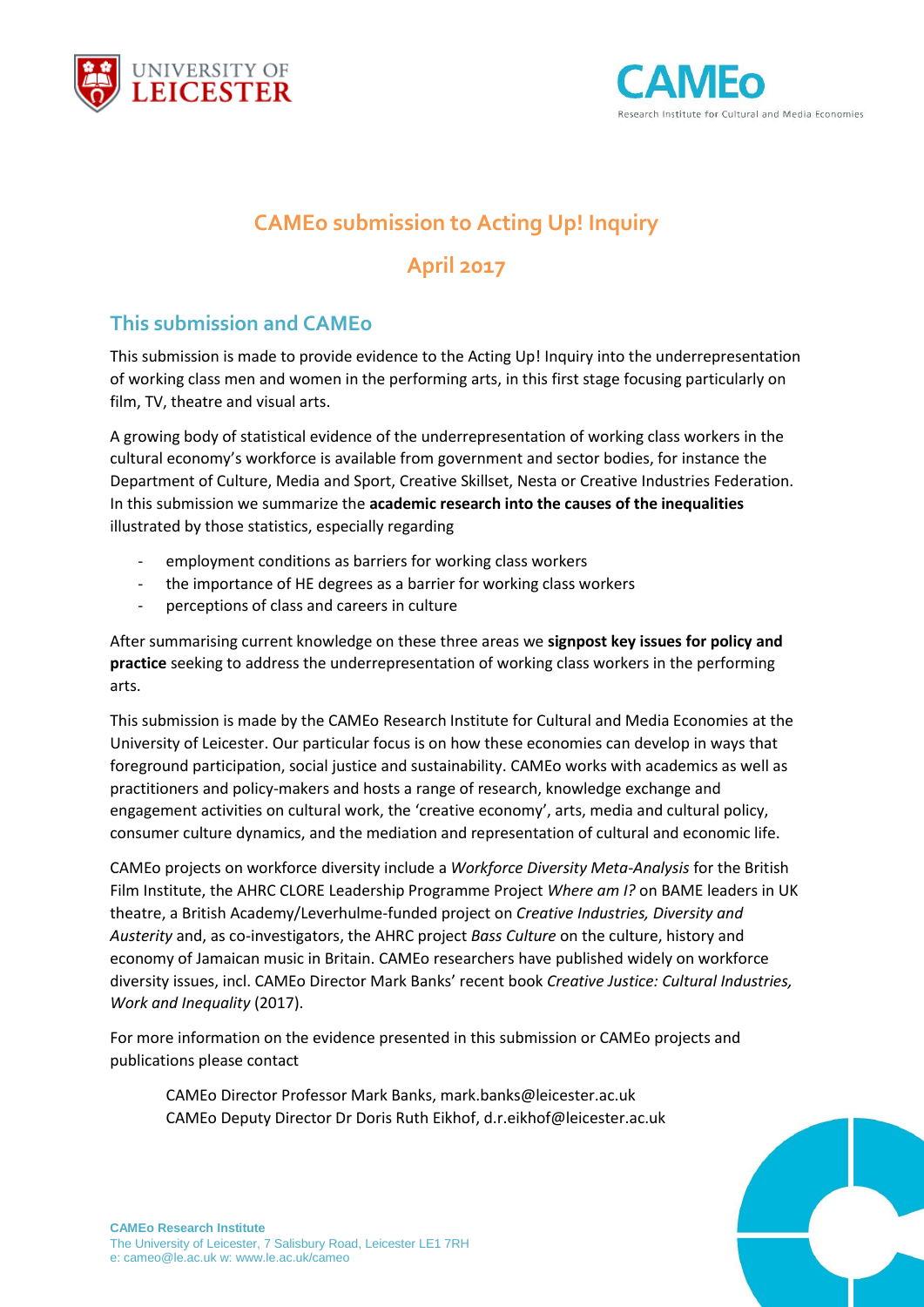# CAMEo submission to Acting Up! Inquiry

# April 2017

## This submission and CAMEo

This submission is made to provide evidence to the Acting Up! Inquiry into the underrepresentation of working class men and women in the performing arts, in this first stage focusing particularly on film, TV, theatre and visual arts.

A growing body of statistical evidence of the underrepresentation of working class workers in the cultural economy's workforce is available from government and sector bodies, for instance the Department of Culture, Media and Sport, Creative Skillset, Nesta or Creative Industries Federation. In this submission we summarize the **academic research into the causes of the inequalities** illustrated by those statistics, especially regarding

- employment conditions as barriers for working class workers
- the importance of HE degrees as a barrier for working class workers
- perceptions of class and careers in culture

After summarising current knowledge on these three areas we **signpost key issues for policy and practice** seeking to address the underrepresentation of working class workers in the performing arts.

This submission is made by the CAMEo Research Institute for Cultural and Media Economies at the University of Leicester. Our particular focus is on how these economies can develop in ways that foreground participation, social justice and sustainability. CAMEo works with academics as well as practitioners and policy-makers and hosts a range of research, knowledge exchange and engagement activities on cultural work, the 'creative economy', arts, media and cultural policy, consumer culture dynamics, and the mediation and representation of cultural and economic life.

CAMEo projects on workforce diversity include a *Workforce Diversity Meta-Analysis* for the British Film Institute, the AHRC CLORE Leadership Programme Project *Where am I?* on BAME leaders in UK theatre, a British Academy/Leverhulme-funded project on *Creative Industries, Diversity and Austerity* and, as co-investigators, the AHRC project *Bass Culture* on the culture, history and economy of Jamaican music in Britain. CAMEo researchers have published widely on workforce diversity issues, incl. CAMEo Director Mark Banks' recent book *Creative Justice: Cultural Industries, Work and Inequality* (2017).

For more information on the evidence presented in this submission or CAMEo projects and publications please contact

CAMEo Director Professor Mark Banks, mark.banks@leicester.ac.uk
CAMEo Deputy Director Dr Doris Ruth Eikhof, d.r.eikhof@leicester.ac.uk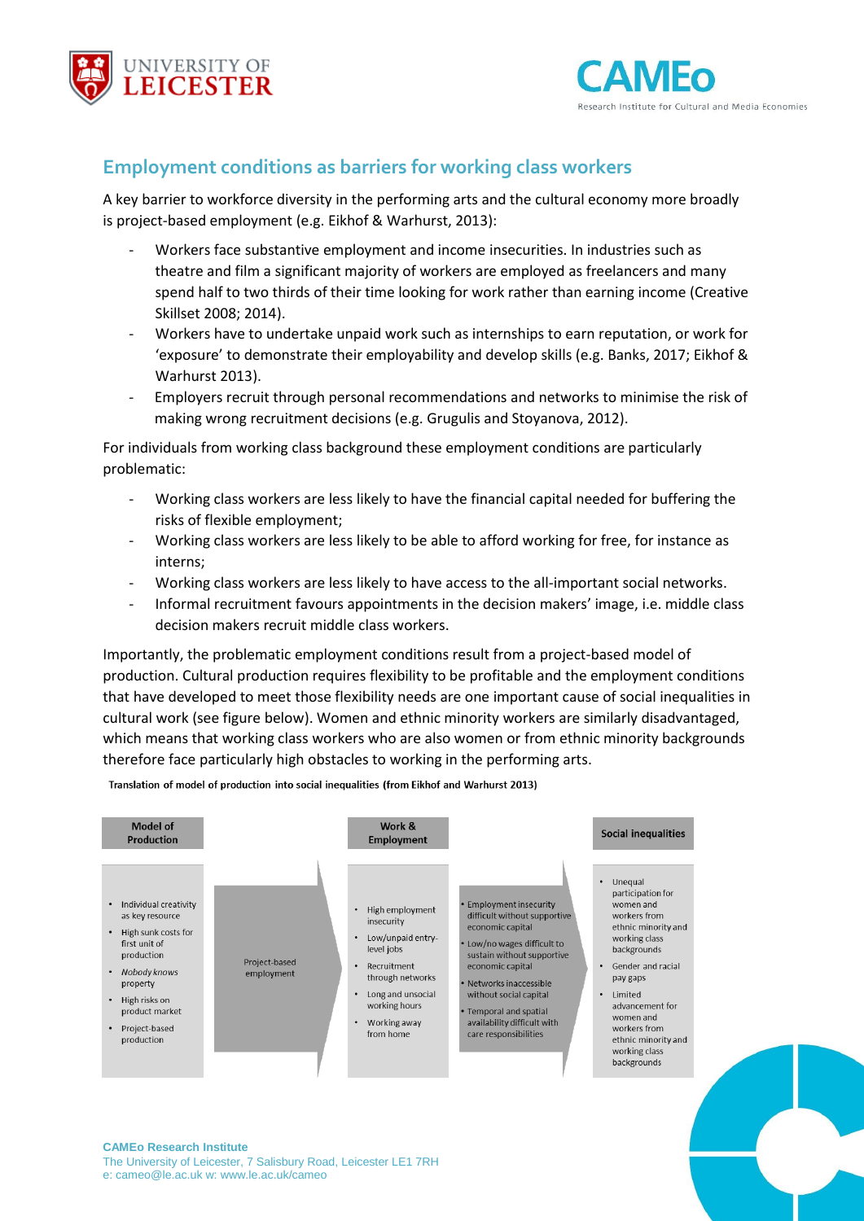## Employment conditions as barriers for working class workers

A key barrier to workforce diversity in the performing arts and the cultural economy more broadly is project-based employment (e.g. Eikhof & Warhurst, 2013):

- Workers face substantive employment and income insecurities. In industries such as theatre and film a significant majority of workers are employed as freelancers and many spend half to two thirds of their time looking for work rather than earning income (Creative Skillset 2008; 2014).
- Workers have to undertake unpaid work such as internships to earn reputation, or work for 'exposure' to demonstrate their employability and develop skills (e.g. Banks, 2017; Eikhof & Warhurst 2013).
- Employers recruit through personal recommendations and networks to minimise the risk of making wrong recruitment decisions (e.g. Grugulis and Stoyanova, 2012).

For individuals from working class background these employment conditions are particularly problematic:

- Working class workers are less likely to have the financial capital needed for buffering the risks of flexible employment;
- Working class workers are less likely to be able to afford working for free, for instance as interns;
- Working class workers are less likely to have access to the all-important social networks.
- Informal recruitment favours appointments in the decision makers' image, i.e. middle class decision makers recruit middle class workers.

Importantly, the problematic employment conditions result from a project-based model of production. Cultural production requires flexibility to be profitable and the employment conditions that have developed to meet those flexibility needs are one important cause of social inequalities in cultural work (see figure below). Women and ethnic minority workers are similarly disadvantaged, which means that working class workers who are also women or from ethnic minority backgrounds therefore face particularly high obstacles to working in the performing arts.

**Translation of model of production into social inequalities (from Eikhof and Warhurst 2013)**

| Model of Production | | Work & Employment | | Social inequalities |
|---|---|---|---|---|
| • Individual creativity as key resource<br>• High sunk costs for first unit of production<br>• *Nobody knows* property<br>• High risks on product market<br>• Project-based production | Project-based employment | • High employment insecurity<br>• Low/unpaid entry-level jobs<br>• Recruitment through networks<br>• Long and unsocial working hours<br>• Working away from home | • Employment insecurity difficult without supportive economic capital<br>• Low/no wages difficult to sustain without supportive economic capital<br>• Networks inaccessible without social capital<br>• Temporal and spatial availability difficult with care responsibilities | • Unequal participation for women and workers from ethnic minority and working class backgrounds<br>• Gender and racial pay gaps<br>• Limited advancement for women and workers from ethnic minority and working class backgrounds |

**CAMEo Research Institute**
The University of Leicester, 7 Salisbury Road, Leicester LE1 7RH
e: cameo@le.ac.uk w: www.le.ac.uk/cameo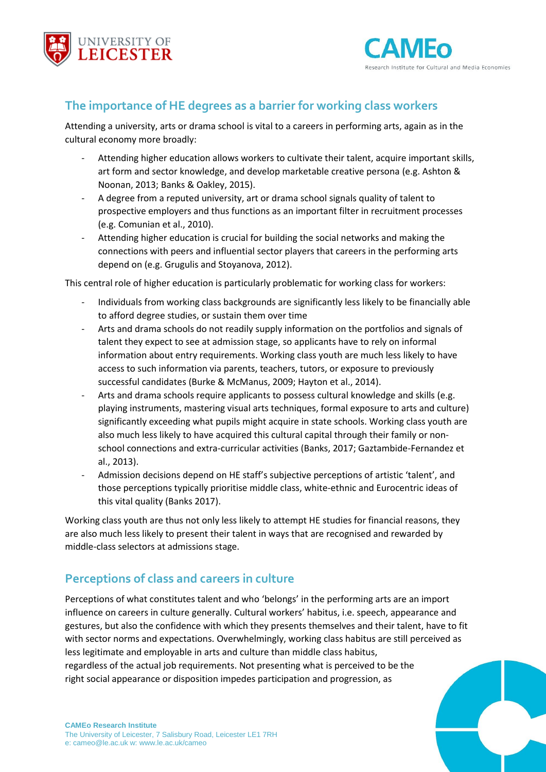## The importance of HE degrees as a barrier for working class workers

Attending a university, arts or drama school is vital to a careers in performing arts, again as in the cultural economy more broadly:

- Attending higher education allows workers to cultivate their talent, acquire important skills, art form and sector knowledge, and develop marketable creative persona (e.g. Ashton & Noonan, 2013; Banks & Oakley, 2015).
- A degree from a reputed university, art or drama school signals quality of talent to prospective employers and thus functions as an important filter in recruitment processes (e.g. Comunian et al., 2010).
- Attending higher education is crucial for building the social networks and making the connections with peers and influential sector players that careers in the performing arts depend on (e.g. Grugulis and Stoyanova, 2012).

This central role of higher education is particularly problematic for working class for workers:

- Individuals from working class backgrounds are significantly less likely to be financially able to afford degree studies, or sustain them over time
- Arts and drama schools do not readily supply information on the portfolios and signals of talent they expect to see at admission stage, so applicants have to rely on informal information about entry requirements. Working class youth are much less likely to have access to such information via parents, teachers, tutors, or exposure to previously successful candidates (Burke & McManus, 2009; Hayton et al., 2014).
- Arts and drama schools require applicants to possess cultural knowledge and skills (e.g. playing instruments, mastering visual arts techniques, formal exposure to arts and culture) significantly exceeding what pupils might acquire in state schools. Working class youth are also much less likely to have acquired this cultural capital through their family or non-school connections and extra-curricular activities (Banks, 2017; Gaztambide-Fernandez et al., 2013).
- Admission decisions depend on HE staff's subjective perceptions of artistic 'talent', and those perceptions typically prioritise middle class, white-ethnic and Eurocentric ideas of this vital quality (Banks 2017).

Working class youth are thus not only less likely to attempt HE studies for financial reasons, they are also much less likely to present their talent in ways that are recognised and rewarded by middle-class selectors at admissions stage.

## Perceptions of class and careers in culture

Perceptions of what constitutes talent and who 'belongs' in the performing arts are an import influence on careers in culture generally. Cultural workers' habitus, i.e. speech, appearance and gestures, but also the confidence with which they presents themselves and their talent, have to fit with sector norms and expectations. Overwhelmingly, working class habitus are still perceived as less legitimate and employable in arts and culture than middle class habitus, regardless of the actual job requirements. Not presenting what is perceived to be the right social appearance or disposition impedes participation and progression, as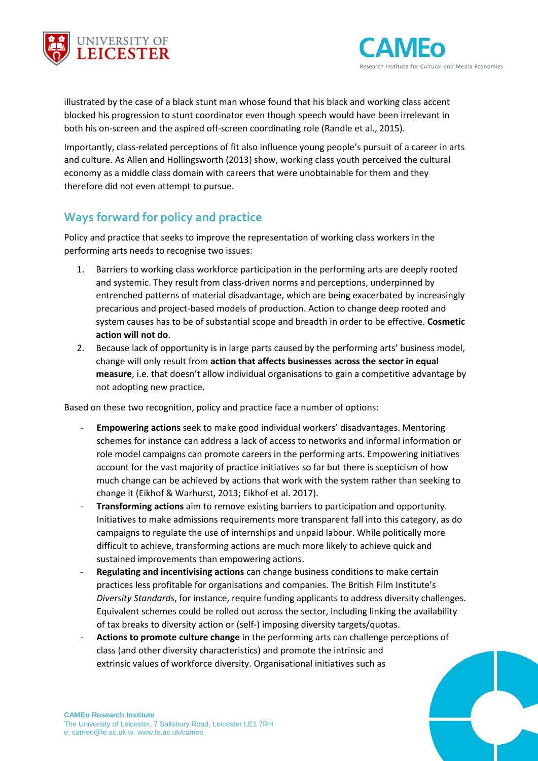illustrated by the case of a black stunt man whose found that his black and working class accent blocked his progression to stunt coordinator even though speech would have been irrelevant in both his on-screen and the aspired off-screen coordinating role (Randle et al., 2015).

Importantly, class-related perceptions of fit also influence young people's pursuit of a career in arts and culture. As Allen and Hollingsworth (2013) show, working class youth perceived the cultural economy as a middle class domain with careers that were unobtainable for them and they therefore did not even attempt to pursue.

## Ways forward for policy and practice

Policy and practice that seeks to improve the representation of working class workers in the performing arts needs to recognise two issues:

1. Barriers to working class workforce participation in the performing arts are deeply rooted and systemic. They result from class-driven norms and perceptions, underpinned by entrenched patterns of material disadvantage, which are being exacerbated by increasingly precarious and project-based models of production. Action to change deep rooted and system causes has to be of substantial scope and breadth in order to be effective. **Cosmetic action will not do**.
2. Because lack of opportunity is in large parts caused by the performing arts' business model, change will only result from **action that affects businesses across the sector in equal measure**, i.e. that doesn't allow individual organisations to gain a competitive advantage by not adopting new practice.

Based on these two recognition, policy and practice face a number of options:

- **Empowering actions** seek to make good individual workers' disadvantages. Mentoring schemes for instance can address a lack of access to networks and informal information or role model campaigns can promote careers in the performing arts. Empowering initiatives account for the vast majority of practice initiatives so far but there is scepticism of how much change can be achieved by actions that work with the system rather than seeking to change it (Eikhof & Warhurst, 2013; Eikhof et al. 2017).
- **Transforming actions** aim to remove existing barriers to participation and opportunity. Initiatives to make admissions requirements more transparent fall into this category, as do campaigns to regulate the use of internships and unpaid labour. While politically more difficult to achieve, transforming actions are much more likely to achieve quick and sustained improvements than empowering actions.
- **Regulating and incentivising actions** can change business conditions to make certain practices less profitable for organisations and companies. The British Film Institute's *Diversity Standards*, for instance, require funding applicants to address diversity challenges. Equivalent schemes could be rolled out across the sector, including linking the availability of tax breaks to diversity action or (self-) imposing diversity targets/quotas.
- **Actions to promote culture change** in the performing arts can challenge perceptions of class (and other diversity characteristics) and promote the intrinsic and extrinsic values of workforce diversity. Organisational initiatives such as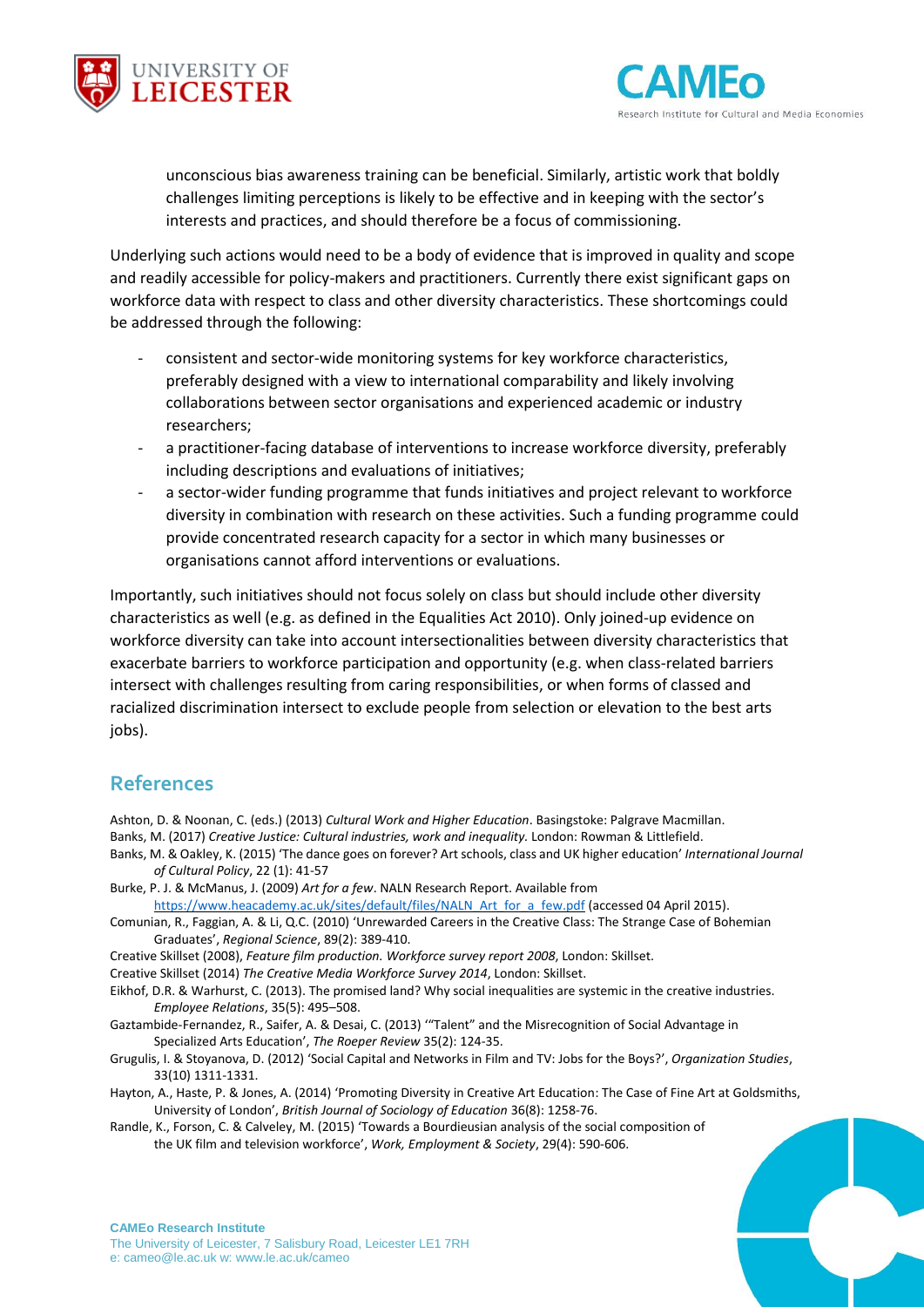unconscious bias awareness training can be beneficial. Similarly, artistic work that boldly challenges limiting perceptions is likely to be effective and in keeping with the sector's interests and practices, and should therefore be a focus of commissioning.

Underlying such actions would need to be a body of evidence that is improved in quality and scope and readily accessible for policy-makers and practitioners. Currently there exist significant gaps on workforce data with respect to class and other diversity characteristics. These shortcomings could be addressed through the following:

- consistent and sector-wide monitoring systems for key workforce characteristics, preferably designed with a view to international comparability and likely involving collaborations between sector organisations and experienced academic or industry researchers;
- a practitioner-facing database of interventions to increase workforce diversity, preferably including descriptions and evaluations of initiatives;
- a sector-wider funding programme that funds initiatives and project relevant to workforce diversity in combination with research on these activities. Such a funding programme could provide concentrated research capacity for a sector in which many businesses or organisations cannot afford interventions or evaluations.

Importantly, such initiatives should not focus solely on class but should include other diversity characteristics as well (e.g. as defined in the Equalities Act 2010). Only joined-up evidence on workforce diversity can take into account intersectionalities between diversity characteristics that exacerbate barriers to workforce participation and opportunity (e.g. when class-related barriers intersect with challenges resulting from caring responsibilities, or when forms of classed and racialized discrimination intersect to exclude people from selection or elevation to the best arts jobs).

## References

Ashton, D. & Noonan, C. (eds.) (2013) *Cultural Work and Higher Education*. Basingstoke: Palgrave Macmillan.

Banks, M. (2017) *Creative Justice: Cultural industries, work and inequality.* London: Rowman & Littlefield.

Banks, M. & Oakley, K. (2015) 'The dance goes on forever? Art schools, class and UK higher education' *International Journal of Cultural Policy*, 22 (1): 41-57

Burke, P. J. & McManus, J. (2009) *Art for a few*. NALN Research Report. Available from https://www.heacademy.ac.uk/sites/default/files/NALN_Art_for_a_few.pdf (accessed 04 April 2015).

Comunian, R., Faggian, A. & Li, Q.C. (2010) 'Unrewarded Careers in the Creative Class: The Strange Case of Bohemian Graduates', *Regional Science*, 89(2): 389-410.

Creative Skillset (2008), *Feature film production. Workforce survey report 2008*, London: Skillset.

Creative Skillset (2014) *The Creative Media Workforce Survey 2014*, London: Skillset.

Eikhof, D.R. & Warhurst, C. (2013). The promised land? Why social inequalities are systemic in the creative industries. *Employee Relations*, 35(5): 495–508.

Gaztambide-Fernandez, R., Saifer, A. & Desai, C. (2013) '"Talent" and the Misrecognition of Social Advantage in Specialized Arts Education', *The Roeper Review* 35(2): 124-35.

Grugulis, I. & Stoyanova, D. (2012) 'Social Capital and Networks in Film and TV: Jobs for the Boys?', *Organization Studies*, 33(10) 1311-1331.

Hayton, A., Haste, P. & Jones, A. (2014) 'Promoting Diversity in Creative Art Education: The Case of Fine Art at Goldsmiths, University of London', *British Journal of Sociology of Education* 36(8): 1258-76.

Randle, K., Forson, C. & Calveley, M. (2015) 'Towards a Bourdieusian analysis of the social composition of the UK film and television workforce', *Work, Employment & Society*, 29(4): 590-606.